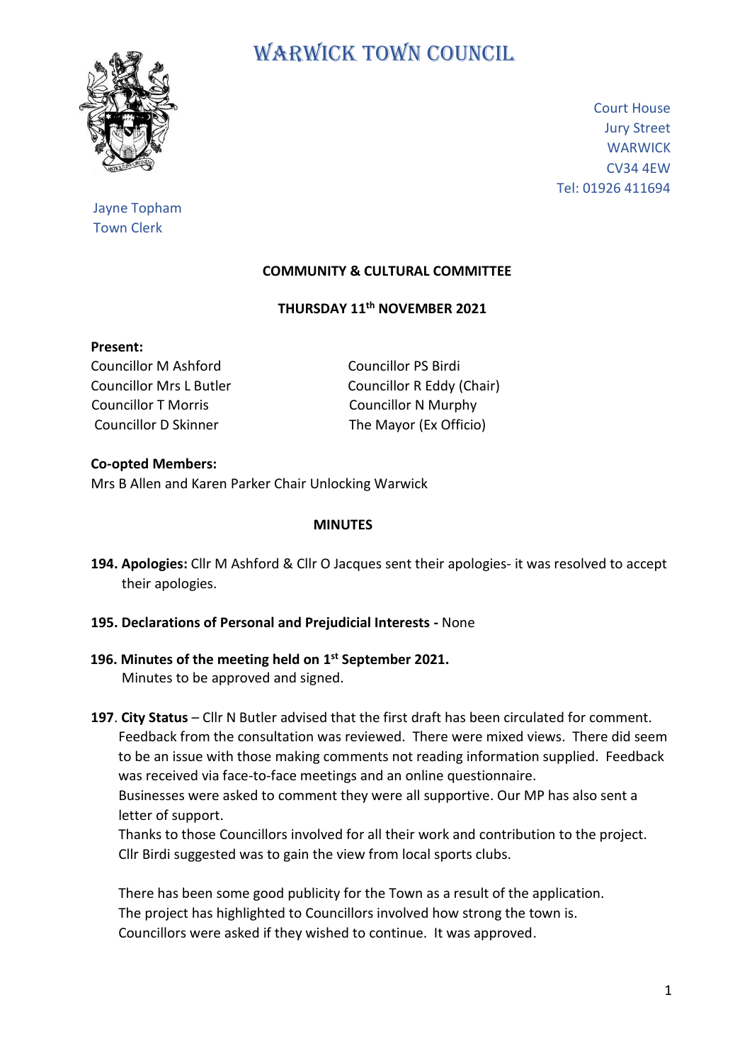# WARWICK TOWN COUNCIL

Court House
Jury Street
WARWICK
CV34 4EW
Tel: 01926 411694

Jayne Topham
Town Clerk

## COMMUNITY & CULTURAL COMMITTEE

### THURSDAY 11th NOVEMBER 2021

**Present:**

Councillor M Ashford
Councillor Mrs L Butler
Councillor T Morris
Councillor D Skinner
Councillor PS Birdi
Councillor R Eddy (Chair)
Councillor N Murphy
The Mayor (Ex Officio)

**Co-opted Members:**
Mrs B Allen and Karen Parker Chair Unlocking Warwick

### MINUTES

**194. Apologies:** Cllr M Ashford & Cllr O Jacques sent their apologies- it was resolved to accept their apologies.

**195. Declarations of Personal and Prejudicial Interests -** None

**196. Minutes of the meeting held on 1st September 2021.**
Minutes to be approved and signed.

**197**. **City Status** – Cllr N Butler advised that the first draft has been circulated for comment. Feedback from the consultation was reviewed. There were mixed views. There did seem to be an issue with those making comments not reading information supplied. Feedback was received via face-to-face meetings and an online questionnaire.
Businesses were asked to comment they were all supportive. Our MP has also sent a letter of support.
Thanks to those Councillors involved for all their work and contribution to the project.
Cllr Birdi suggested was to gain the view from local sports clubs.

There has been some good publicity for the Town as a result of the application.
The project has highlighted to Councillors involved how strong the town is.
Councillors were asked if they wished to continue. It was approved.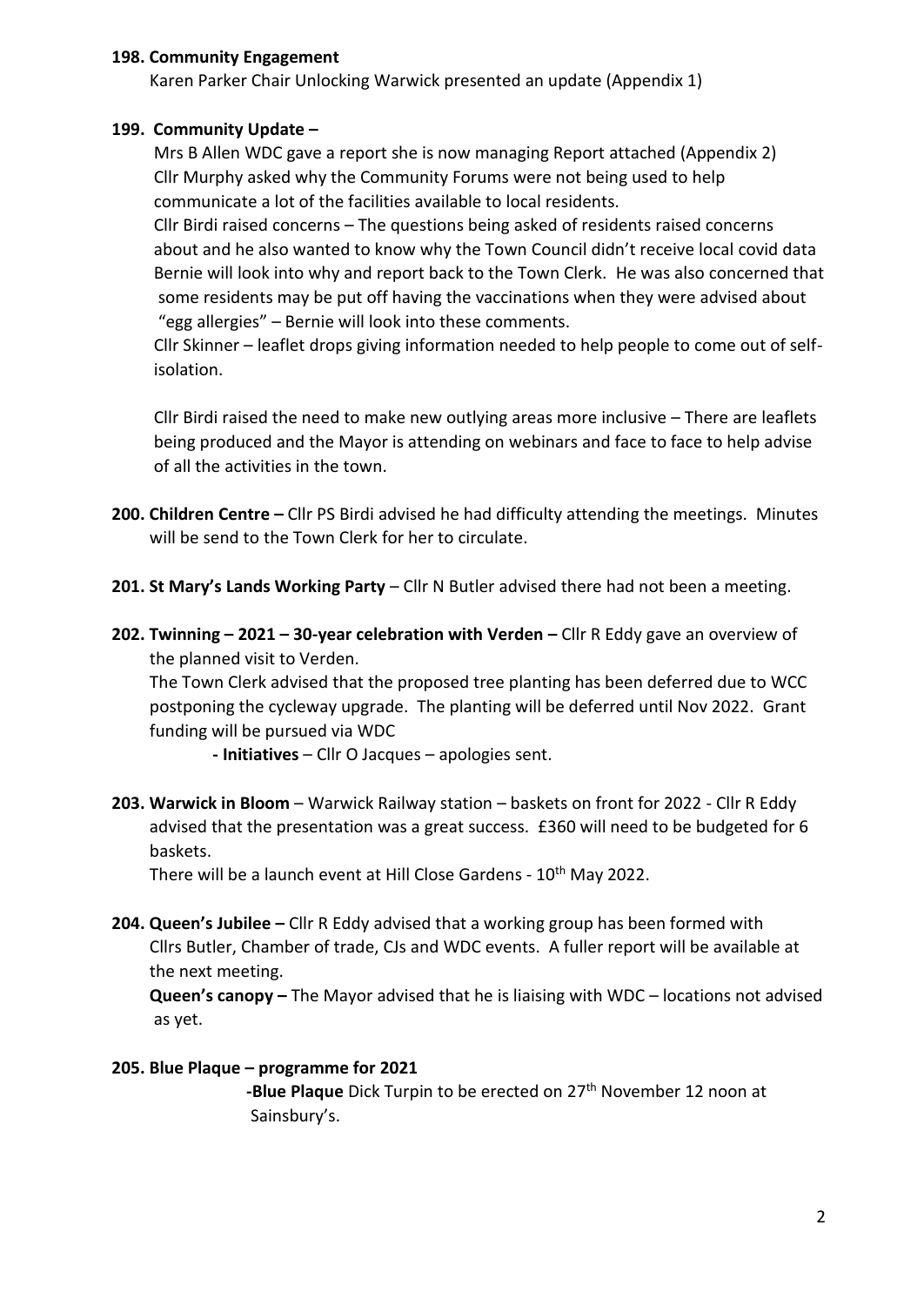**198. Community Engagement**

Karen Parker Chair Unlocking Warwick presented an update (Appendix 1)

**199. Community Update –**

Mrs B Allen WDC gave a report she is now managing Report attached (Appendix 2)
Cllr Murphy asked why the Community Forums were not being used to help communicate a lot of the facilities available to local residents.
Cllr Birdi raised concerns – The questions being asked of residents raised concerns about and he also wanted to know why the Town Council didn't receive local covid data Bernie will look into why and report back to the Town Clerk. He was also concerned that some residents may be put off having the vaccinations when they were advised about "egg allergies" – Bernie will look into these comments.
Cllr Skinner – leaflet drops giving information needed to help people to come out of self-isolation.

Cllr Birdi raised the need to make new outlying areas more inclusive – There are leaflets being produced and the Mayor is attending on webinars and face to face to help advise of all the activities in the town.

**200. Children Centre –** Cllr PS Birdi advised he had difficulty attending the meetings. Minutes will be send to the Town Clerk for her to circulate.

**201. St Mary's Lands Working Party** – Cllr N Butler advised there had not been a meeting.

**202. Twinning – 2021 – 30-year celebration with Verden –** Cllr R Eddy gave an overview of the planned visit to Verden.
The Town Clerk advised that the proposed tree planting has been deferred due to WCC postponing the cycleway upgrade. The planting will be deferred until Nov 2022. Grant funding will be pursued via WDC

**- Initiatives** – Cllr O Jacques – apologies sent.

**203. Warwick in Bloom** – Warwick Railway station – baskets on front for 2022 - Cllr R Eddy advised that the presentation was a great success. £360 will need to be budgeted for 6 baskets.
There will be a launch event at Hill Close Gardens - 10th May 2022.

**204. Queen's Jubilee –** Cllr R Eddy advised that a working group has been formed with Cllrs Butler, Chamber of trade, CJs and WDC events. A fuller report will be available at the next meeting.
**Queen's canopy –** The Mayor advised that he is liaising with WDC – locations not advised as yet.

**205. Blue Plaque – programme for 2021**

**-Blue Plaque** Dick Turpin to be erected on 27th November 12 noon at Sainsbury's.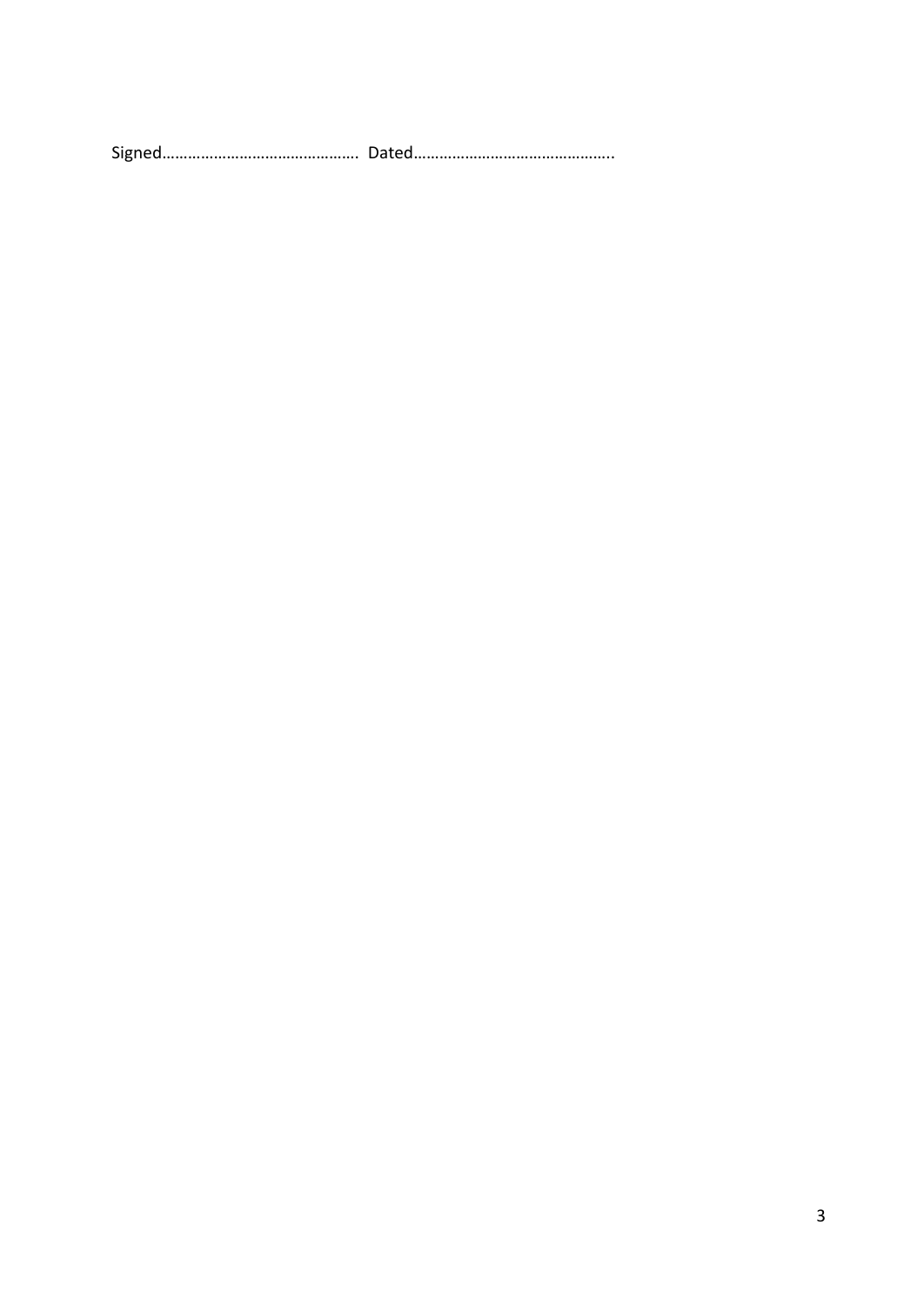Signed……………………………………… Dated………………………………………..